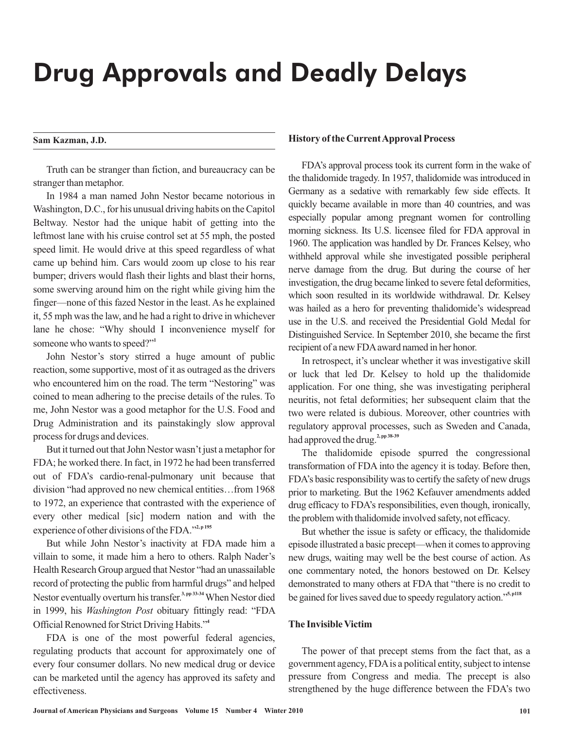# Drug Approvals and Deadly Delays

**Sam Kazman, J.D.**

Truth can be stranger than fiction, and bureaucracy can be stranger than metaphor.

In 1984 a man named John Nestor became notorious in Washington, D.C., for his unusual driving habits on the Capitol Beltway. Nestor had the unique habit of getting into the leftmost lane with his cruise control set at 55 mph, the posted speed limit. He would drive at this speed regardless of what came up behind him. Cars would zoom up close to his rear bumper; drivers would flash their lights and blast their horns, some swerving around him on the right while giving him the finger—none of this fazed Nestor in the least. As he explained it, 55 mph was the law, and he had a right to drive in whichever lane he chose: "Why should I inconvenience myself for someone who wants to speed?"[1]

John Nestor's story stirred a huge amount of public reaction, some supportive, most of it as outraged as the drivers who encountered him on the road. The term "Nestoring" was coined to mean adhering to the precise details of the rules. To me, John Nestor was a good metaphor for the U.S. Food and Drug Administration and its painstakingly slow approval process for drugs and devices.

But it turned out that John Nestor wasn't just a metaphor for FDA; he worked there. In fact, in 1972 he had been transferred out of FDA's cardio-renal-pulmonary unit because that division "had approved no new chemical entities…from 1968 to 1972, an experience that contrasted with the experience of every other medical [sic] modern nation and with the experience of other divisions of the FDA."[2, p 195]

But while John Nestor's inactivity at FDA made him a villain to some, it made him a hero to others. Ralph Nader's Health Research Group argued that Nestor "had an unassailable record of protecting the public from harmful drugs" and helped Nestor eventually overturn his transfer.[3, pp 33-34] When Nestor died in 1999, his *Washington Post* obituary fittingly read: "FDA Official Renowned for Strict Driving Habits."[4]

FDA is one of the most powerful federal agencies, regulating products that account for approximately one of every four consumer dollars. No new medical drug or device can be marketed until the agency has approved its safety and effectiveness.

### History of the Current Approval Process

FDA's approval process took its current form in the wake of the thalidomide tragedy. In 1957, thalidomide was introduced in Germany as a sedative with remarkably few side effects. It quickly became available in more than 40 countries, and was especially popular among pregnant women for controlling morning sickness. Its U.S. licensee filed for FDA approval in 1960. The application was handled by Dr. Frances Kelsey, who withheld approval while she investigated possible peripheral nerve damage from the drug. But during the course of her investigation, the drug became linked to severe fetal deformities, which soon resulted in its worldwide withdrawal. Dr. Kelsey was hailed as a hero for preventing thalidomide's widespread use in the U.S. and received the Presidential Gold Medal for Distinguished Service. In September 2010, she became the first recipient of a new FDA award named in her honor.

In retrospect, it's unclear whether it was investigative skill or luck that led Dr. Kelsey to hold up the thalidomide application. For one thing, she was investigating peripheral neuritis, not fetal deformities; her subsequent claim that the two were related is dubious. Moreover, other countries with regulatory approval processes, such as Sweden and Canada, had approved the drug.[2, pp 38-39]

The thalidomide episode spurred the congressional transformation of FDA into the agency it is today. Before then, FDA's basic responsibility was to certify the safety of new drugs prior to marketing. But the 1962 Kefauver amendments added drug efficacy to FDA's responsibilities, even though, ironically, the problem with thalidomide involved safety, not efficacy.

But whether the issue is safety or efficacy, the thalidomide episode illustrated a basic precept—when it comes to approving new drugs, waiting may well be the best course of action. As one commentary noted, the honors bestowed on Dr. Kelsey demonstrated to many others at FDA that "there is no credit to be gained for lives saved due to speedy regulatory action."[5, p118]

### The Invisible Victim

The power of that precept stems from the fact that, as a government agency, FDA is a political entity, subject to intense pressure from Congress and media. The precept is also strengthened by the huge difference between the FDA's two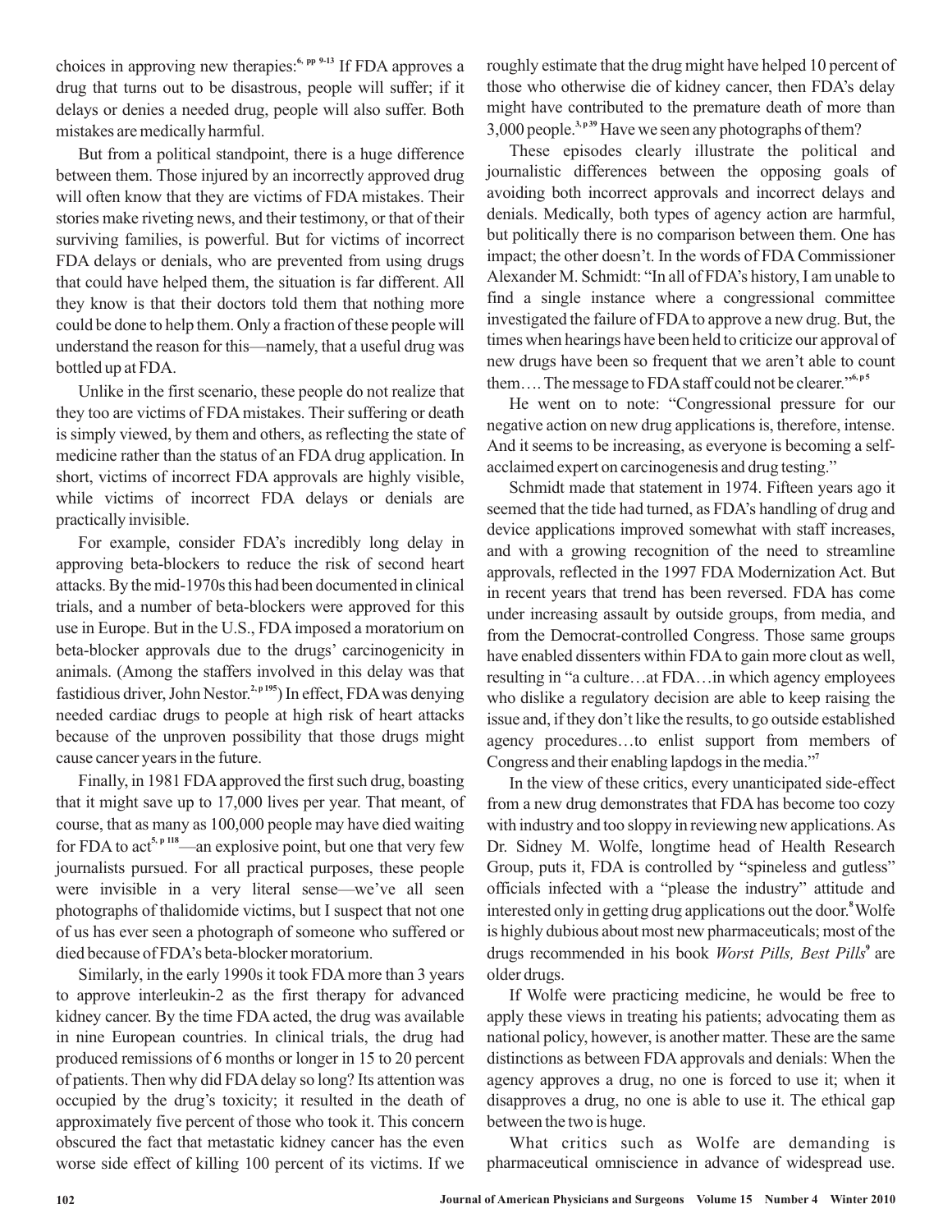choices in approving new therapies:[6, pp 9-13] If FDA approves a drug that turns out to be disastrous, people will suffer; if it delays or denies a needed drug, people will also suffer. Both mistakes are medically harmful.

But from a political standpoint, there is a huge difference between them. Those injured by an incorrectly approved drug will often know that they are victims of FDA mistakes. Their stories make riveting news, and their testimony, or that of their surviving families, is powerful. But for victims of incorrect FDA delays or denials, who are prevented from using drugs that could have helped them, the situation is far different. All they know is that their doctors told them that nothing more could be done to help them. Only a fraction of these people will understand the reason for this—namely, that a useful drug was bottled up at FDA.

Unlike in the first scenario, these people do not realize that they too are victims of FDA mistakes. Their suffering or death is simply viewed, by them and others, as reflecting the state of medicine rather than the status of an FDA drug application. In short, victims of incorrect FDA approvals are highly visible, while victims of incorrect FDA delays or denials are practically invisible.

For example, consider FDA's incredibly long delay in approving beta-blockers to reduce the risk of second heart attacks. By the mid-1970s this had been documented in clinical trials, and a number of beta-blockers were approved for this use in Europe. But in the U.S., FDA imposed a moratorium on beta-blocker approvals due to the drugs' carcinogenicity in animals. (Among the staffers involved in this delay was that fastidious driver, John Nestor.[2, p 195]) In effect, FDA was denying needed cardiac drugs to people at high risk of heart attacks because of the unproven possibility that those drugs might cause cancer years in the future.

Finally, in 1981 FDA approved the first such drug, boasting that it might save up to 17,000 lives per year. That meant, of course, that as many as 100,000 people may have died waiting for FDA to act[5, p 118]—an explosive point, but one that very few journalists pursued. For all practical purposes, these people were invisible in a very literal sense—we've all seen photographs of thalidomide victims, but I suspect that not one of us has ever seen a photograph of someone who suffered or died because of FDA's beta-blocker moratorium.

Similarly, in the early 1990s it took FDA more than 3 years to approve interleukin-2 as the first therapy for advanced kidney cancer. By the time FDA acted, the drug was available in nine European countries. In clinical trials, the drug had produced remissions of 6 months or longer in 15 to 20 percent of patients. Then why did FDA delay so long? Its attention was occupied by the drug's toxicity; it resulted in the death of approximately five percent of those who took it. This concern obscured the fact that metastatic kidney cancer has the even worse side effect of killing 100 percent of its victims. If we roughly estimate that the drug might have helped 10 percent of those who otherwise die of kidney cancer, then FDA's delay might have contributed to the premature death of more than 3,000 people.[3, p 39] Have we seen any photographs of them?

These episodes clearly illustrate the political and journalistic differences between the opposing goals of avoiding both incorrect approvals and incorrect delays and denials. Medically, both types of agency action are harmful, but politically there is no comparison between them. One has impact; the other doesn't. In the words of FDA Commissioner Alexander M. Schmidt: "In all of FDA's history, I am unable to find a single instance where a congressional committee investigated the failure of FDA to approve a new drug. But, the times when hearings have been held to criticize our approval of new drugs have been so frequent that we aren't able to count them…. The message to FDA staff could not be clearer."[6, p 5]

He went on to note: "Congressional pressure for our negative action on new drug applications is, therefore, intense. And it seems to be increasing, as everyone is becoming a self-acclaimed expert on carcinogenesis and drug testing."

Schmidt made that statement in 1974. Fifteen years ago it seemed that the tide had turned, as FDA's handling of drug and device applications improved somewhat with staff increases, and with a growing recognition of the need to streamline approvals, reflected in the 1997 FDA Modernization Act. But in recent years that trend has been reversed. FDA has come under increasing assault by outside groups, from media, and from the Democrat-controlled Congress. Those same groups have enabled dissenters within FDA to gain more clout as well, resulting in "a culture…at FDA…in which agency employees who dislike a regulatory decision are able to keep raising the issue and, if they don't like the results, to go outside established agency procedures…to enlist support from members of Congress and their enabling lapdogs in the media."[7]

In the view of these critics, every unanticipated side-effect from a new drug demonstrates that FDA has become too cozy with industry and too sloppy in reviewing new applications. As Dr. Sidney M. Wolfe, longtime head of Health Research Group, puts it, FDA is controlled by "spineless and gutless" officials infected with a "please the industry" attitude and interested only in getting drug applications out the door.[8] Wolfe is highly dubious about most new pharmaceuticals; most of the drugs recommended in his book *Worst Pills, Best Pills*[9] are older drugs.

If Wolfe were practicing medicine, he would be free to apply these views in treating his patients; advocating them as national policy, however, is another matter. These are the same distinctions as between FDA approvals and denials: When the agency approves a drug, no one is forced to use it; when it disapproves a drug, no one is able to use it. The ethical gap between the two is huge.

What critics such as Wolfe are demanding is pharmaceutical omniscience in advance of widespread use.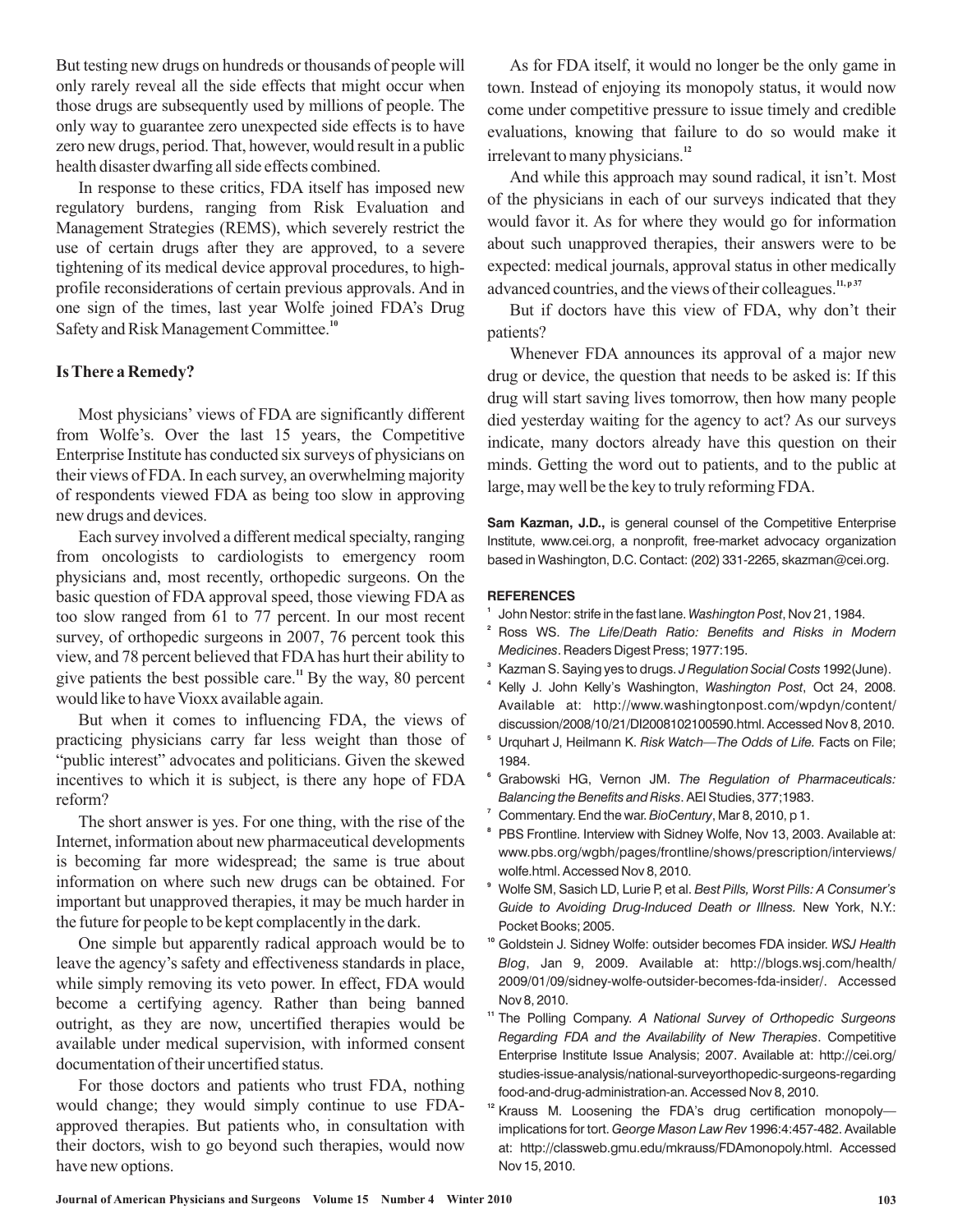But testing new drugs on hundreds or thousands of people will only rarely reveal all the side effects that might occur when those drugs are subsequently used by millions of people. The only way to guarantee zero unexpected side effects is to have zero new drugs, period. That, however, would result in a public health disaster dwarfing all side effects combined.

In response to these critics, FDA itself has imposed new regulatory burdens, ranging from Risk Evaluation and Management Strategies (REMS), which severely restrict the use of certain drugs after they are approved, to a severe tightening of its medical device approval procedures, to high-profile reconsiderations of certain previous approvals. And in one sign of the times, last year Wolfe joined FDA's Drug Safety and Risk Management Committee.[10]

## Is There a Remedy?

Most physicians' views of FDA are significantly different from Wolfe's. Over the last 15 years, the Competitive Enterprise Institute has conducted six surveys of physicians on their views of FDA. In each survey, an overwhelming majority of respondents viewed FDA as being too slow in approving new drugs and devices.

Each survey involved a different medical specialty, ranging from oncologists to cardiologists to emergency room physicians and, most recently, orthopedic surgeons. On the basic question of FDA approval speed, those viewing FDA as too slow ranged from 61 to 77 percent. In our most recent survey, of orthopedic surgeons in 2007, 76 percent took this view, and 78 percent believed that FDA has hurt their ability to give patients the best possible care.[11] By the way, 80 percent would like to have Vioxx available again.

But when it comes to influencing FDA, the views of practicing physicians carry far less weight than those of "public interest" advocates and politicians. Given the skewed incentives to which it is subject, is there any hope of FDA reform?

The short answer is yes. For one thing, with the rise of the Internet, information about new pharmaceutical developments is becoming far more widespread; the same is true about information on where such new drugs can be obtained. For important but unapproved therapies, it may be much harder in the future for people to be kept complacently in the dark.

One simple but apparently radical approach would be to leave the agency's safety and effectiveness standards in place, while simply removing its veto power. In effect, FDA would become a certifying agency. Rather than being banned outright, as they are now, uncertified therapies would be available under medical supervision, with informed consent documentation of their uncertified status.

For those doctors and patients who trust FDA, nothing would change; they would simply continue to use FDA-approved therapies. But patients who, in consultation with their doctors, wish to go beyond such therapies, would now have new options.

As for FDA itself, it would no longer be the only game in town. Instead of enjoying its monopoly status, it would now come under competitive pressure to issue timely and credible evaluations, knowing that failure to do so would make it irrelevant to many physicians.[12]

And while this approach may sound radical, it isn't. Most of the physicians in each of our surveys indicated that they would favor it. As for where they would go for information about such unapproved therapies, their answers were to be expected: medical journals, approval status in other medically advanced countries, and the views of their colleagues.[11, p 37]

But if doctors have this view of FDA, why don't their patients?

Whenever FDA announces its approval of a major new drug or device, the question that needs to be asked is: If this drug will start saving lives tomorrow, then how many people died yesterday waiting for the agency to act? As our surveys indicate, many doctors already have this question on their minds. Getting the word out to patients, and to the public at large, may well be the key to truly reforming FDA.

**Sam Kazman, J.D.,** is general counsel of the Competitive Enterprise Institute, www.cei.org, a nonprofit, free-market advocacy organization based in Washington, D.C. Contact: (202) 331-2265, skazman@cei.org.

## REFERENCES

1. John Nestor: strife in the fast lane. *Washington Post*, Nov 21, 1984.
2. Ross WS. *The Life/Death Ratio: Benefits and Risks in Modern Medicines*. Readers Digest Press; 1977:195.
3. Kazman S. Saying yes to drugs. *J Regulation Social Costs* 1992(June).
4. Kelly J. John Kelly's Washington, *Washington Post*, Oct 24, 2008. Available at: http://www.washingtonpost.com/wpdyn/content/discussion/2008/10/21/DI2008102100590.html. Accessed Nov 8, 2010.
5. Urquhart J, Heilmann K. *Risk Watch—The Odds of Life.* Facts on File; 1984.
6. Grabowski HG, Vernon JM. *The Regulation of Pharmaceuticals: Balancing the Benefits and Risks*. AEI Studies, 377;1983.
7. Commentary. End the war. *BioCentury*, Mar 8, 2010, p 1.
8. PBS Frontline. Interview with Sidney Wolfe, Nov 13, 2003. Available at: www.pbs.org/wgbh/pages/frontline/shows/prescription/interviews/wolfe.html. Accessed Nov 8, 2010.
9. Wolfe SM, Sasich LD, Lurie P, et al. *Best Pills, Worst Pills: A Consumer's Guide to Avoiding Drug-Induced Death or Illness.* New York, N.Y.: Pocket Books; 2005.
10. Goldstein J. Sidney Wolfe: outsider becomes FDA insider. *WSJ Health Blog*, Jan 9, 2009. Available at: http://blogs.wsj.com/health/2009/01/09/sidney-wolfe-outsider-becomes-fda-insider/. Accessed Nov 8, 2010.
11. The Polling Company. *A National Survey of Orthopedic Surgeons Regarding FDA and the Availability of New Therapies*. Competitive Enterprise Institute Issue Analysis; 2007. Available at: http://cei.org/studies-issue-analysis/national-surveyorthopedic-surgeons-regarding food-and-drug-administration-an. Accessed Nov 8, 2010.
12. Krauss M. Loosening the FDA's drug certification monopoly—implications for tort. *George Mason Law Rev* 1996:4:457-482. Available at: http://classweb.gmu.edu/mkrauss/FDAmonopoly.html. Accessed Nov 15, 2010.